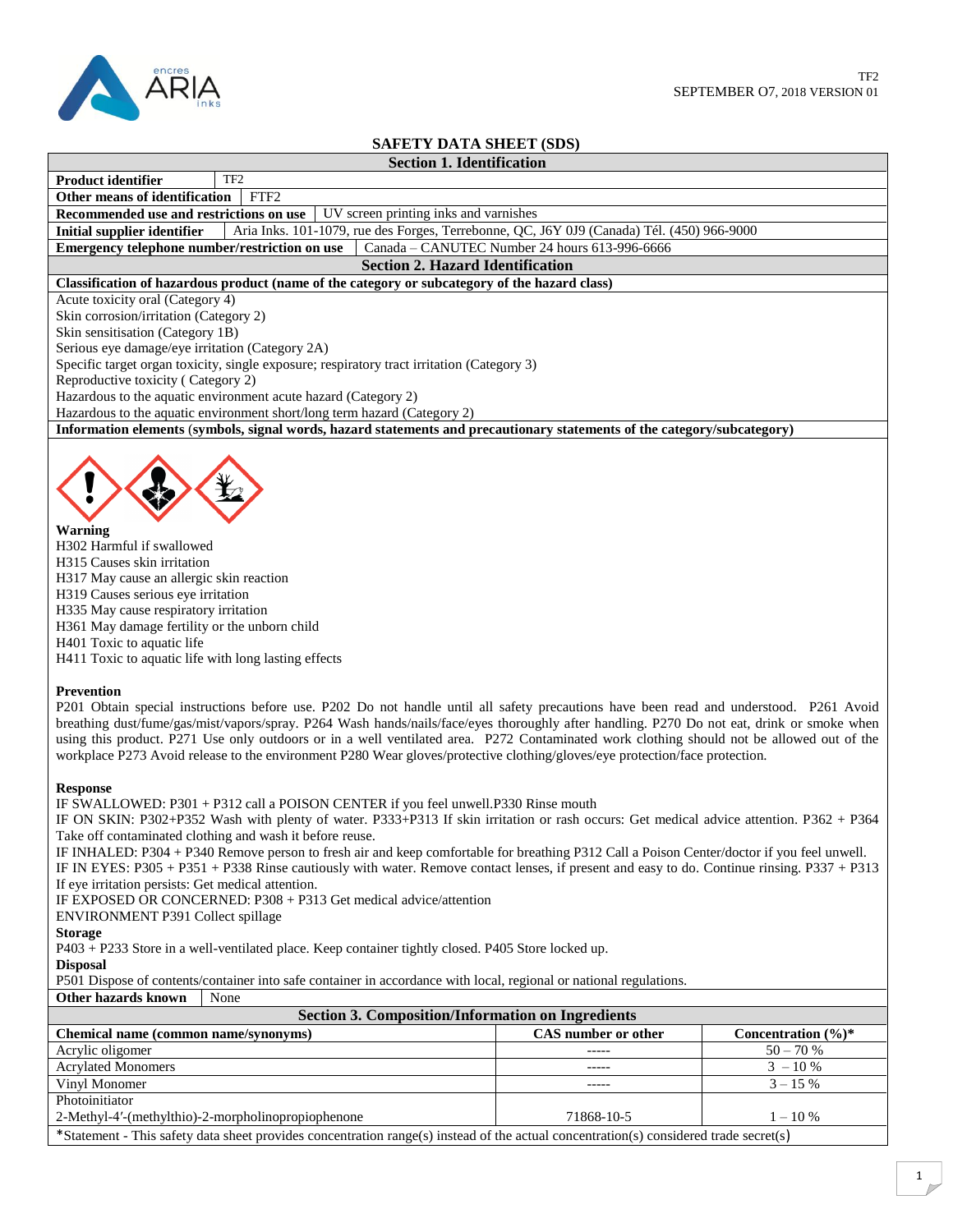TF2
SEPTEMBER O7, 2018 VERSION 01

# SAFETY DATA SHEET (SDS)

## Section 1. Identification

| | |
|---|---|
| **Product identifier** | TF2 |
| **Other means of identification** | FTF2 |
| **Recommended use and restrictions on use** | UV screen printing inks and varnishes |
| **Initial supplier identifier** | Aria Inks. 101-1079, rue des Forges, Terrebonne, QC, J6Y 0J9 (Canada) Tél. (450) 966-9000 |
| **Emergency telephone number/restriction on use** | Canada – CANUTEC Number 24 hours 613-996-6666 |

## Section 2. Hazard Identification

**Classification of hazardous product (name of the category or subcategory of the hazard class)**

Acute toxicity oral (Category 4)
Skin corrosion/irritation (Category 2)
Skin sensitisation (Category 1B)
Serious eye damage/eye irritation (Category 2A)
Specific target organ toxicity, single exposure; respiratory tract irritation (Category 3)
Reproductive toxicity ( Category 2)
Hazardous to the aquatic environment acute hazard (Category 2)
Hazardous to the aquatic environment short/long term hazard (Category 2)

**Information elements** (**symbols, signal words, hazard statements and precautionary statements of the category/subcategory)**

**Warning**
H302 Harmful if swallowed
H315 Causes skin irritation
H317 May cause an allergic skin reaction
H319 Causes serious eye irritation
H335 May cause respiratory irritation
H361 May damage fertility or the unborn child
H401 Toxic to aquatic life
H411 Toxic to aquatic life with long lasting effects

**Prevention**
P201 Obtain special instructions before use. P202 Do not handle until all safety precautions have been read and understood. P261 Avoid breathing dust/fume/gas/mist/vapors/spray. P264 Wash hands/nails/face/eyes thoroughly after handling. P270 Do not eat, drink or smoke when using this product. P271 Use only outdoors or in a well ventilated area. P272 Contaminated work clothing should not be allowed out of the workplace P273 Avoid release to the environment P280 Wear gloves/protective clothing/gloves/eye protection/face protection.

**Response**
IF SWALLOWED: P301 + P312 call a POISON CENTER if you feel unwell.P330 Rinse mouth
IF ON SKIN: P302+P352 Wash with plenty of water. P333+P313 If skin irritation or rash occurs: Get medical advice attention. P362 + P364 Take off contaminated clothing and wash it before reuse.
IF INHALED: P304 + P340 Remove person to fresh air and keep comfortable for breathing P312 Call a Poison Center/doctor if you feel unwell.
IF IN EYES: P305 + P351 + P338 Rinse cautiously with water. Remove contact lenses, if present and easy to do. Continue rinsing. P337 + P313 If eye irritation persists: Get medical attention.
IF EXPOSED OR CONCERNED: P308 + P313 Get medical advice/attention
ENVIRONMENT P391 Collect spillage

**Storage**
P403 + P233 Store in a well-ventilated place. Keep container tightly closed. P405 Store locked up.

**Disposal**
P501 Dispose of contents/container into safe container in accordance with local, regional or national regulations.

| | |
|---|---|
| **Other hazards known** | None |

## Section 3. Composition/Information on Ingredients

| Chemical name (common name/synonyms) | CAS number or other | Concentration (%)* |
|---|---|---|
| Acrylic oligomer | ----- | 50 – 70 % |
| Acrylated Monomers | ----- | 3 – 10 % |
| Vinyl Monomer | ----- | 3 – 15 % |
| Photoinitiator<br>2-Methyl-4′-(methylthio)-2-morpholinopropiophenone | 71868-10-5 | 1 – 10 % |

*Statement - This safety data sheet provides concentration range(s) instead of the actual concentration(s) considered trade secret(s)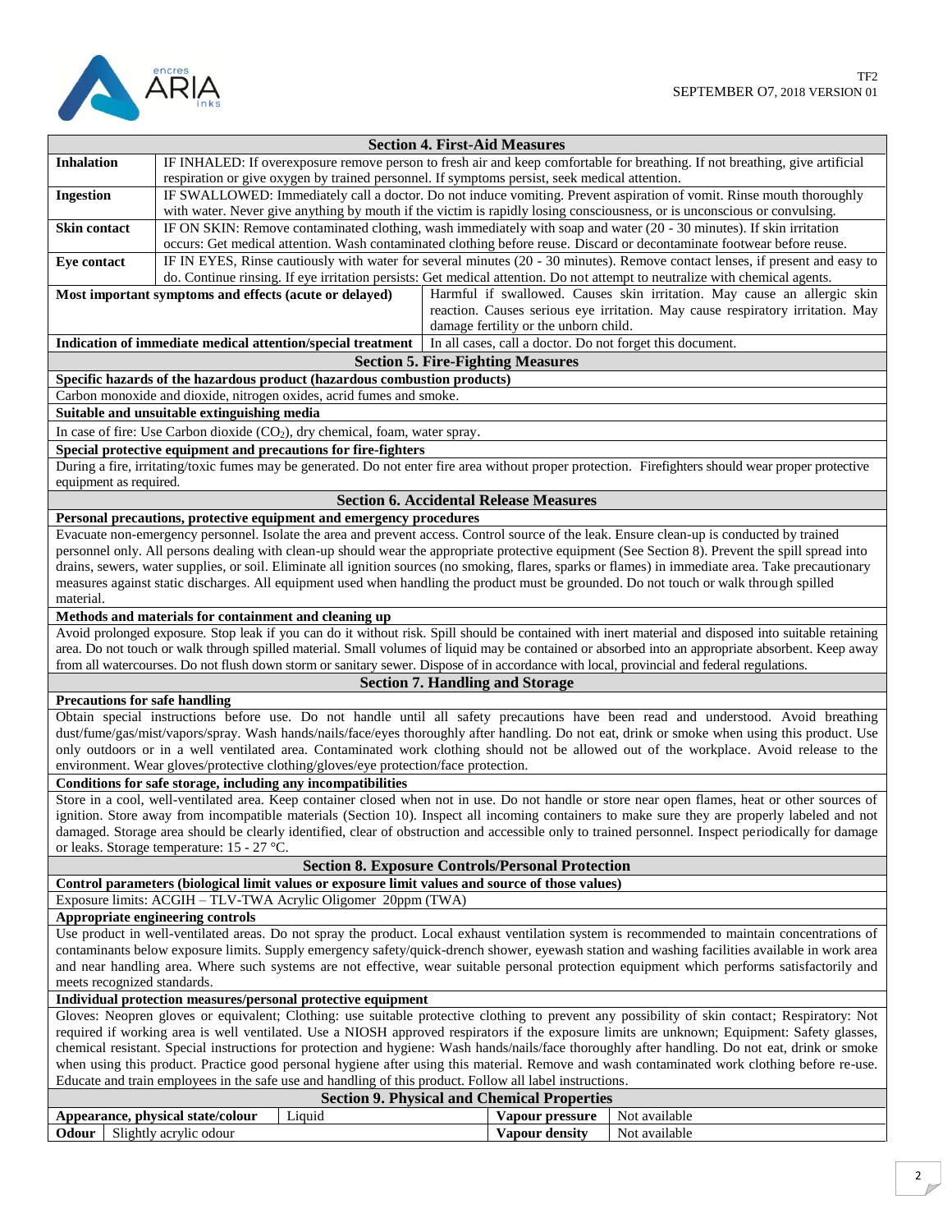## Section 4. First-Aid Measures

| | |
|---|---|
| **Inhalation** | IF INHALED: If overexposure remove person to fresh air and keep comfortable for breathing. If not breathing, give artificial respiration or give oxygen by trained personnel. If symptoms persist, seek medical attention. |
| **Ingestion** | IF SWALLOWED: Immediately call a doctor. Do not induce vomiting. Prevent aspiration of vomit. Rinse mouth thoroughly with water. Never give anything by mouth if the victim is rapidly losing consciousness, or is unconscious or convulsing. |
| **Skin contact** | IF ON SKIN: Remove contaminated clothing, wash immediately with soap and water (20 - 30 minutes). If skin irritation occurs: Get medical attention. Wash contaminated clothing before reuse. Discard or decontaminate footwear before reuse. |
| **Eye contact** | IF IN EYES, Rinse cautiously with water for several minutes (20 - 30 minutes). Remove contact lenses, if present and easy to do. Continue rinsing. If eye irritation persists: Get medical attention. Do not attempt to neutralize with chemical agents. |

| | |
|---|---|
| **Most important symptoms and effects (acute or delayed)** | Harmful if swallowed. Causes skin irritation. May cause an allergic skin reaction. Causes serious eye irritation. May cause respiratory irritation. May damage fertility or the unborn child. |
| **Indication of immediate medical attention/special treatment** | In all cases, call a doctor. Do not forget this document. |

## Section 5. Fire-Fighting Measures

**Specific hazards of the hazardous product (hazardous combustion products)**

Carbon monoxide and dioxide, nitrogen oxides, acrid fumes and smoke.

**Suitable and unsuitable extinguishing media**

In case of fire: Use Carbon dioxide ($CO_2$), dry chemical, foam, water spray.

**Special protective equipment and precautions for fire-fighters**

During a fire, irritating/toxic fumes may be generated. Do not enter fire area without proper protection. Firefighters should wear proper protective equipment as required.

## Section 6. Accidental Release Measures

**Personal precautions, protective equipment and emergency procedures**

Evacuate non-emergency personnel. Isolate the area and prevent access. Control source of the leak. Ensure clean-up is conducted by trained personnel only. All persons dealing with clean-up should wear the appropriate protective equipment (See Section 8). Prevent the spill spread into drains, sewers, water supplies, or soil. Eliminate all ignition sources (no smoking, flares, sparks or flames) in immediate area. Take precautionary measures against static discharges. All equipment used when handling the product must be grounded. Do not touch or walk through spilled material.

**Methods and materials for containment and cleaning up**

Avoid prolonged exposure. Stop leak if you can do it without risk. Spill should be contained with inert material and disposed into suitable retaining area. Do not touch or walk through spilled material. Small volumes of liquid may be contained or absorbed into an appropriate absorbent. Keep away from all watercourses. Do not flush down storm or sanitary sewer. Dispose of in accordance with local, provincial and federal regulations.

## Section 7. Handling and Storage

**Precautions for safe handling**

Obtain special instructions before use. Do not handle until all safety precautions have been read and understood. Avoid breathing dust/fume/gas/mist/vapors/spray. Wash hands/nails/face/eyes thoroughly after handling. Do not eat, drink or smoke when using this product. Use only outdoors or in a well ventilated area. Contaminated work clothing should not be allowed out of the workplace. Avoid release to the environment. Wear gloves/protective clothing/gloves/eye protection/face protection.

**Conditions for safe storage, including any incompatibilities**

Store in a cool, well-ventilated area. Keep container closed when not in use. Do not handle or store near open flames, heat or other sources of ignition. Store away from incompatible materials (Section 10). Inspect all incoming containers to make sure they are properly labeled and not damaged. Storage area should be clearly identified, clear of obstruction and accessible only to trained personnel. Inspect periodically for damage or leaks. Storage temperature: 15 - 27 °C.

## Section 8. Exposure Controls/Personal Protection

**Control parameters (biological limit values or exposure limit values and source of those values)**

Exposure limits: ACGIH – TLV-TWA Acrylic Oligomer 20ppm (TWA)

**Appropriate engineering controls**

Use product in well-ventilated areas. Do not spray the product. Local exhaust ventilation system is recommended to maintain concentrations of contaminants below exposure limits. Supply emergency safety/quick-drench shower, eyewash station and washing facilities available in work area and near handling area. Where such systems are not effective, wear suitable personal protection equipment which performs satisfactorily and meets recognized standards.

**Individual protection measures/personal protective equipment**

Gloves: Neopren gloves or equivalent; Clothing: use suitable protective clothing to prevent any possibility of skin contact; Respiratory: Not required if working area is well ventilated. Use a NIOSH approved respirators if the exposure limits are unknown; Equipment: Safety glasses, chemical resistant. Special instructions for protection and hygiene: Wash hands/nails/face thoroughly after handling. Do not eat, drink or smoke when using this product. Practice good personal hygiene after using this material. Remove and wash contaminated work clothing before re-use. Educate and train employees in the safe use and handling of this product. Follow all label instructions.

## Section 9. Physical and Chemical Properties

| | | | |
|---|---|---|---|
| **Appearance, physical state/colour** | Liquid | **Vapour pressure** | Not available |
| **Odour** | Slightly acrylic odour | **Vapour density** | Not available |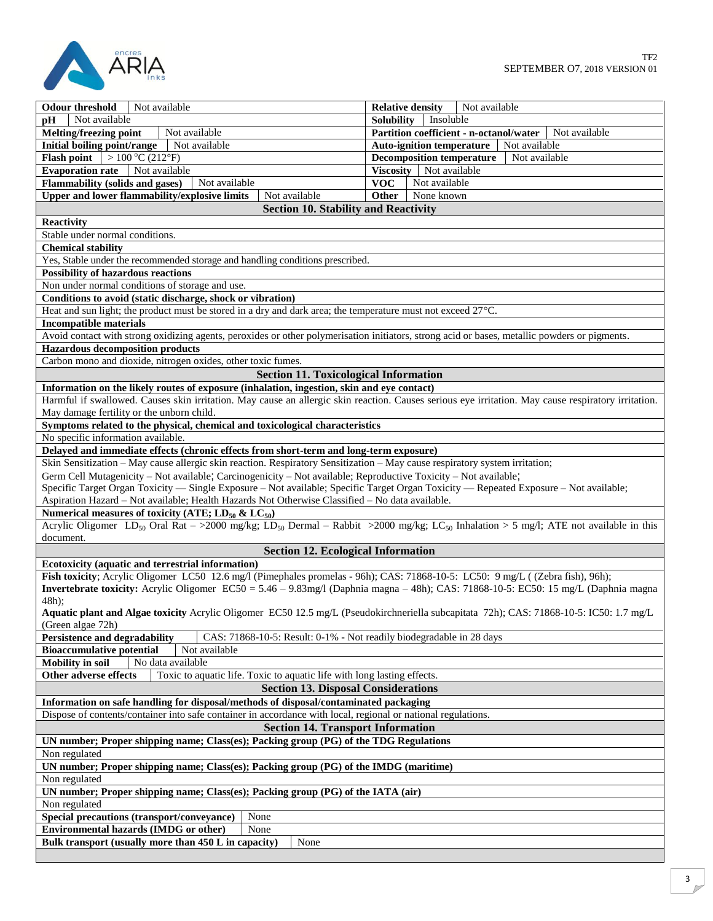| Property | Value | Property | Value |
|---|---|---|---|
| **Odour threshold** | Not available | **Relative density** | Not available |
| **pH** | Not available | **Solubility** | Insoluble |
| **Melting/freezing point** | Not available | **Partition coefficient - n-octanol/water** | Not available |
| **Initial boiling point/range** | Not available | **Auto-ignition temperature** | Not available |
| **Flash point** | > 100 °C (212°F) | **Decomposition temperature** | Not available |
| **Evaporation rate** | Not available | **Viscosity** | Not available |
| **Flammability (solids and gases)** | Not available | **VOC** | Not available |
| **Upper and lower flammability/explosive limits** | Not available | **Other** | None known |

## Section 10. Stability and Reactivity

**Reactivity**

Stable under normal conditions.

**Chemical stability**

Yes, Stable under the recommended storage and handling conditions prescribed.

**Possibility of hazardous reactions**

Non under normal conditions of storage and use.

**Conditions to avoid (static discharge, shock or vibration)**

Heat and sun light; the product must be stored in a dry and dark area; the temperature must not exceed 27°C.

**Incompatible materials**

Avoid contact with strong oxidizing agents, peroxides or other polymerisation initiators, strong acid or bases, metallic powders or pigments.

**Hazardous decomposition products**

Carbon mono and dioxide, nitrogen oxides, other toxic fumes.

## Section 11. Toxicological Information

**Information on the likely routes of exposure (inhalation, ingestion, skin and eye contact)**

Harmful if swallowed. Causes skin irritation. May cause an allergic skin reaction. Causes serious eye irritation. May cause respiratory irritation. May damage fertility or the unborn child.

**Symptoms related to the physical, chemical and toxicological characteristics**

No specific information available.

**Delayed and immediate effects (chronic effects from short-term and long-term exposure)**

Skin Sensitization – May cause allergic skin reaction. Respiratory Sensitization – May cause respiratory system irritation;

Germ Cell Mutagenicity – Not available; Carcinogenicity – Not available; Reproductive Toxicity – Not available;

Specific Target Organ Toxicity — Single Exposure – Not available; Specific Target Organ Toxicity — Repeated Exposure – Not available;

Aspiration Hazard – Not available; Health Hazards Not Otherwise Classified – No data available.

**Numerical measures of toxicity (ATE; $LD_{50}$ & $LC_{50}$)**

Acrylic Oligomer $LD_{50}$ Oral Rat – >2000 mg/kg; $LD_{50}$ Dermal – Rabbit >2000 mg/kg; $LC_{50}$ Inhalation > 5 mg/l; ATE not available in this document.

## Section 12. Ecological Information

**Ecotoxicity (aquatic and terrestrial information)**

**Fish toxicity**; Acrylic Oligomer LC50 12.6 mg/l (Pimephales promelas - 96h); CAS: 71868-10-5: LC50: 9 mg/L ( (Zebra fish), 96h);

**Invertebrate toxicity:** Acrylic Oligomer EC50 = 5.46 – 9.83mg/l (Daphnia magna – 48h); CAS: 71868-10-5: EC50: 15 mg/L (Daphnia magna 48h);

**Aquatic plant and Algae toxicity** Acrylic Oligomer EC50 12.5 mg/L (Pseudokirchneriella subcapitata 72h); CAS: 71868-10-5: IC50: 1.7 mg/L (Green algae 72h)

| | |
|---|---|
| **Persistence and degradability** | CAS: 71868-10-5: Result: 0-1% - Not readily biodegradable in 28 days |
| **Bioaccumulative potential** | Not available |
| **Mobility in soil** | No data available |
| **Other adverse effects** | Toxic to aquatic life. Toxic to aquatic life with long lasting effects. |

## Section 13. Disposal Considerations

**Information on safe handling for disposal/methods of disposal/contaminated packaging**

Dispose of contents/container into safe container in accordance with local, regional or national regulations.

## Section 14. Transport Information

**UN number; Proper shipping name; Class(es); Packing group (PG) of the TDG Regulations**

Non regulated

**UN number; Proper shipping name; Class(es); Packing group (PG) of the IMDG (maritime)**

Non regulated

**UN number; Proper shipping name; Class(es); Packing group (PG) of the IATA (air)**

Non regulated

| | |
|---|---|
| **Special precautions (transport/conveyance)** | None |
| **Environmental hazards (IMDG or other)** | None |
| **Bulk transport (usually more than 450 L in capacity)** | None |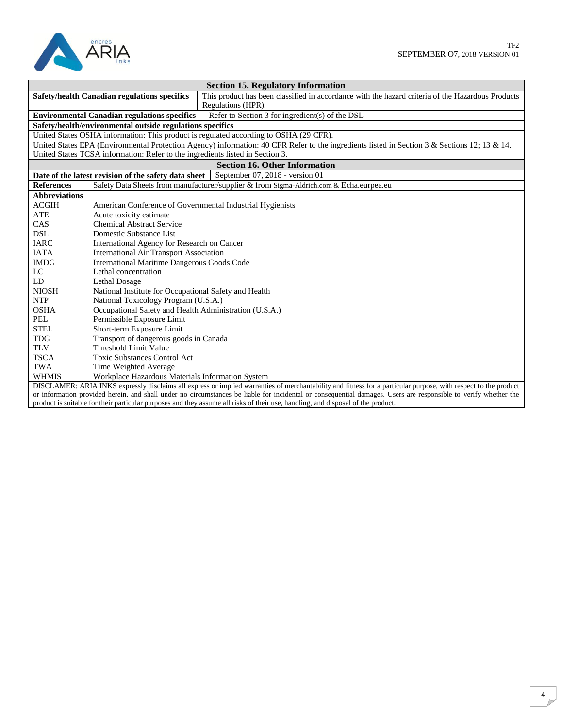## Section 15. Regulatory Information

| | |
|---|---|
| **Safety/health Canadian regulations specifics** | This product has been classified in accordance with the hazard criteria of the Hazardous Products Regulations (HPR). |
| **Environmental Canadian regulations specifics** | Refer to Section 3 for ingredient(s) of the DSL |

**Safety/health/environmental outside regulations specifics**

United States OSHA information: This product is regulated according to OSHA (29 CFR).

United States EPA (Environmental Protection Agency) information: 40 CFR Refer to the ingredients listed in Section 3 & Sections 12; 13 & 14.

United States TCSA information: Refer to the ingredients listed in Section 3.

## Section 16. Other Information

| | |
|---|---|
| **Date of the latest revision of the safety data sheet** | September 07, 2018 - version 01 |
| **References** | Safety Data Sheets from manufacturer/supplier & from Sigma-Aldrich.com & Echa.eurpea.eu |

**Abbreviations**

| | |
|---|---|
| ACGIH | American Conference of Governmental Industrial Hygienists |
| ATE | Acute toxicity estimate |
| CAS | Chemical Abstract Service |
| DSL | Domestic Substance List |
| IARC | International Agency for Research on Cancer |
| IATA | International Air Transport Association |
| IMDG | International Maritime Dangerous Goods Code |
| LC | Lethal concentration |
| LD | Lethal Dosage |
| NIOSH | National Institute for Occupational Safety and Health |
| NTP | National Toxicology Program (U.S.A.) |
| OSHA | Occupational Safety and Health Administration (U.S.A.) |
| PEL | Permissible Exposure Limit |
| STEL | Short-term Exposure Limit |
| TDG | Transport of dangerous goods in Canada |
| TLV | Threshold Limit Value |
| TSCA | Toxic Substances Control Act |
| TWA | Time Weighted Average |
| WHMIS | Workplace Hazardous Materials Information System |

DISCLAMER: ARIA INKS expressly disclaims all express or implied warranties of merchantability and fitness for a particular purpose, with respect to the product or information provided herein, and shall under no circumstances be liable for incidental or consequential damages. Users are responsible to verify whether the product is suitable for their particular purposes and they assume all risks of their use, handling, and disposal of the product.